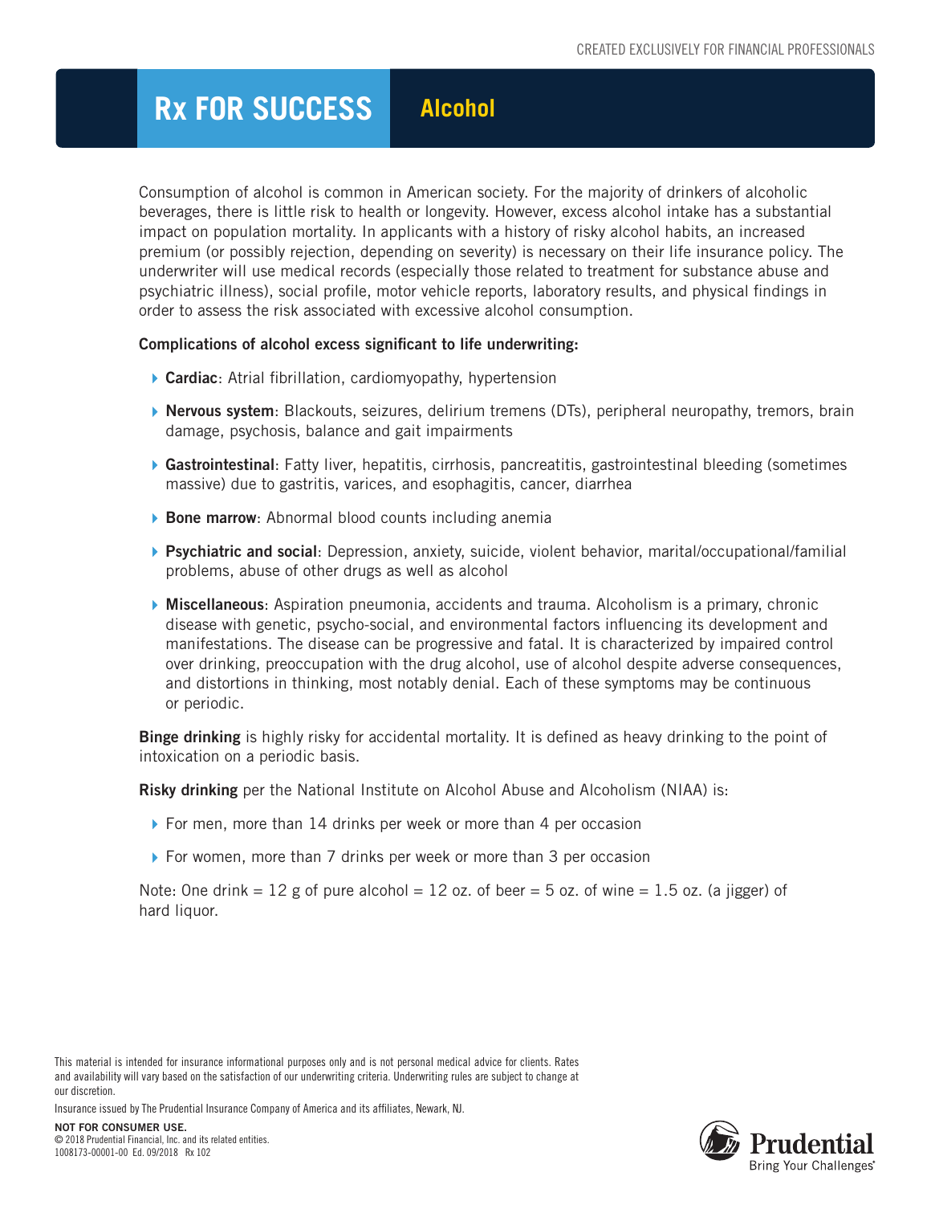CREATED EXCLUSIVELY FOR FINANCIAL PROFESSIONALS

# Rx FOR SUCCESS Alcohol

Consumption of alcohol is common in American society. For the majority of drinkers of alcoholic beverages, there is little risk to health or longevity. However, excess alcohol intake has a substantial impact on population mortality. In applicants with a history of risky alcohol habits, an increased premium (or possibly rejection, depending on severity) is necessary on their life insurance policy. The underwriter will use medical records (especially those related to treatment for substance abuse and psychiatric illness), social profile, motor vehicle reports, laboratory results, and physical findings in order to assess the risk associated with excessive alcohol consumption.

**Complications of alcohol excess significant to life underwriting:**

- **Cardiac**: Atrial fibrillation, cardiomyopathy, hypertension
- **Nervous system**: Blackouts, seizures, delirium tremens (DTs), peripheral neuropathy, tremors, brain damage, psychosis, balance and gait impairments
- **Gastrointestinal**: Fatty liver, hepatitis, cirrhosis, pancreatitis, gastrointestinal bleeding (sometimes massive) due to gastritis, varices, and esophagitis, cancer, diarrhea
- **Bone marrow**: Abnormal blood counts including anemia
- **Psychiatric and social**: Depression, anxiety, suicide, violent behavior, marital/occupational/familial problems, abuse of other drugs as well as alcohol
- **Miscellaneous**: Aspiration pneumonia, accidents and trauma. Alcoholism is a primary, chronic disease with genetic, psycho-social, and environmental factors influencing its development and manifestations. The disease can be progressive and fatal. It is characterized by impaired control over drinking, preoccupation with the drug alcohol, use of alcohol despite adverse consequences, and distortions in thinking, most notably denial. Each of these symptoms may be continuous or periodic.

**Binge drinking** is highly risky for accidental mortality. It is defined as heavy drinking to the point of intoxication on a periodic basis.

**Risky drinking** per the National Institute on Alcohol Abuse and Alcoholism (NIAA) is:

- For men, more than 14 drinks per week or more than 4 per occasion
- For women, more than 7 drinks per week or more than 3 per occasion

Note: One drink = 12 g of pure alcohol = 12 oz. of beer = 5 oz. of wine = 1.5 oz. (a jigger) of hard liquor.

This material is intended for insurance informational purposes only and is not personal medical advice for clients. Rates and availability will vary based on the satisfaction of our underwriting criteria. Underwriting rules are subject to change at our discretion.

Insurance issued by The Prudential Insurance Company of America and its affiliates, Newark, NJ.

**NOT FOR CONSUMER USE.**
© 2018 Prudential Financial, Inc. and its related entities.
1008173-00001-00 Ed. 09/2018 Rx 102

Prudential
Bring Your Challenges®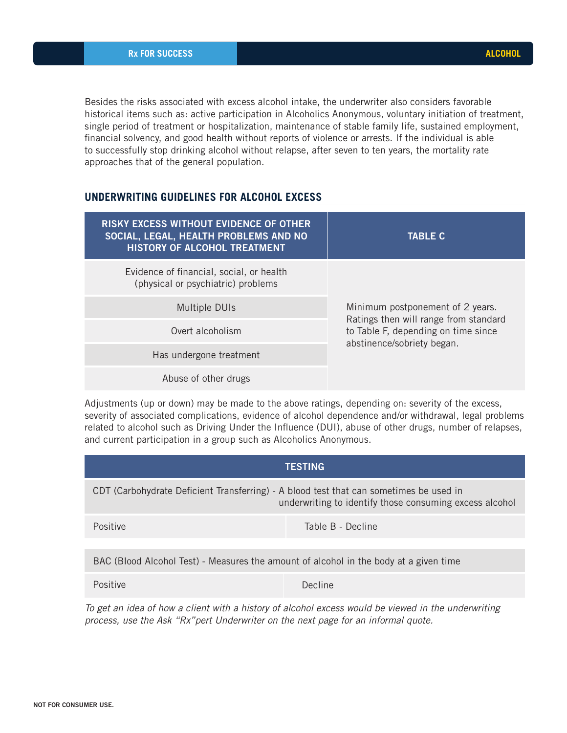Besides the risks associated with excess alcohol intake, the underwriter also considers favorable historical items such as: active participation in Alcoholics Anonymous, voluntary initiation of treatment, single period of treatment or hospitalization, maintenance of stable family life, sustained employment, financial solvency, and good health without reports of violence or arrests. If the individual is able to successfully stop drinking alcohol without relapse, after seven to ten years, the mortality rate approaches that of the general population.

## UNDERWRITING GUIDELINES FOR ALCOHOL EXCESS

| RISKY EXCESS WITHOUT EVIDENCE OF OTHER SOCIAL, LEGAL, HEALTH PROBLEMS AND NO HISTORY OF ALCOHOL TREATMENT | TABLE C |
| --- | --- |
| Evidence of financial, social, or health (physical or psychiatric) problems | Minimum postponement of 2 years. Ratings then will range from standard to Table F, depending on time since abstinence/sobriety began. |
| Multiple DUIs | |
| Overt alcoholism | |
| Has undergone treatment | |
| Abuse of other drugs | |

Adjustments (up or down) may be made to the above ratings, depending on: severity of the excess, severity of associated complications, evidence of alcohol dependence and/or withdrawal, legal problems related to alcohol such as Driving Under the Influence (DUI), abuse of other drugs, number of relapses, and current participation in a group such as Alcoholics Anonymous.

| TESTING | |
| --- | --- |
| CDT (Carbohydrate Deficient Transferring) - A blood test that can sometimes be used in underwriting to identify those consuming excess alcohol | |
| Positive | Table B - Decline |
| BAC (Blood Alcohol Test) - Measures the amount of alcohol in the body at a given time | |
| Positive | Decline |

*To get an idea of how a client with a history of alcohol excess would be viewed in the underwriting process, use the Ask "Rx"pert Underwriter on the next page for an informal quote.*

NOT FOR CONSUMER USE.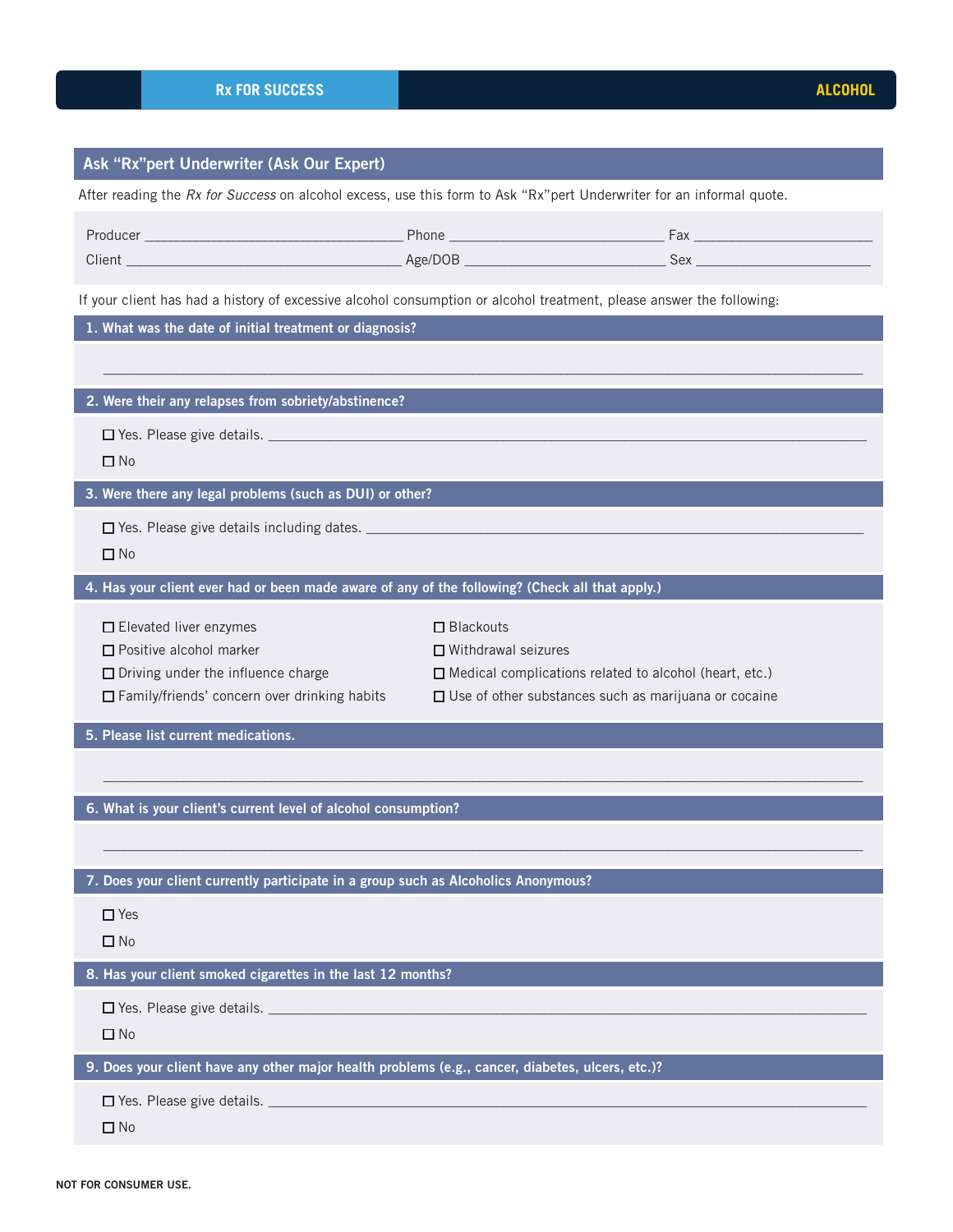## Ask "Rx"pert Underwriter (Ask Our Expert)

After reading the *Rx for Success* on alcohol excess, use this form to Ask "Rx"pert Underwriter for an informal quote.

Producer ____________________ Phone ____________________ Fax ____________________

Client ____________________ Age/DOB ____________________ Sex ____________________

If your client has had a history of excessive alcohol consumption or alcohol treatment, please answer the following:

**1. What was the date of initial treatment or diagnosis?**

______________________________________________________________________

**2. Were their any relapses from sobriety/abstinence?**

☐ Yes. Please give details. ____________________________________________

☐ No

**3. Were there any legal problems (such as DUI) or other?**

☐ Yes. Please give details including dates. ____________________________________

☐ No

**4. Has your client ever had or been made aware of any of the following? (Check all that apply.)**

☐ Elevated liver enzymes

☐ Positive alcohol marker

☐ Driving under the influence charge

☐ Family/friends' concern over drinking habits

☐ Blackouts

☐ Withdrawal seizures

☐ Medical complications related to alcohol (heart, etc.)

☐ Use of other substances such as marijuana or cocaine

**5. Please list current medications.**

______________________________________________________________________

**6. What is your client's current level of alcohol consumption?**

______________________________________________________________________

**7. Does your client currently participate in a group such as Alcoholics Anonymous?**

☐ Yes

☐ No

**8. Has your client smoked cigarettes in the last 12 months?**

☐ Yes. Please give details. ____________________________________________

☐ No

**9. Does your client have any other major health problems (e.g., cancer, diabetes, ulcers, etc.)?**

☐ Yes. Please give details. ____________________________________________

☐ No

NOT FOR CONSUMER USE.